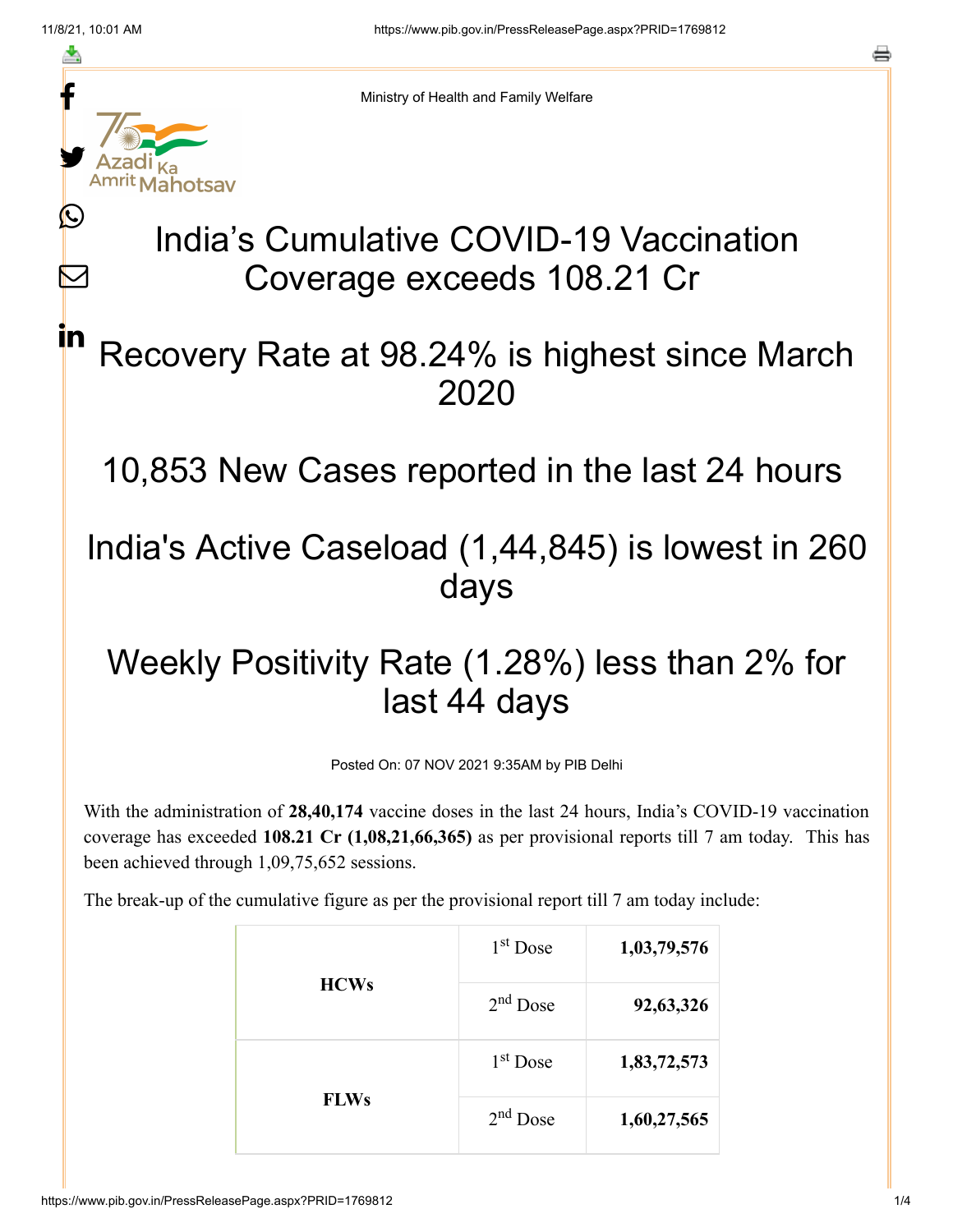Ministry of Health and Family Welfare

# India's Cumulative COVID-19 Vaccination Coverage exceeds 108.21 Cr

# Recovery Rate at 98.24% is highest since March 2020

# 10,853 New Cases reported in the last 24 hours

# India's Active Caseload (1,44,845) is lowest in 260 days

# Weekly Positivity Rate (1.28%) less than 2% for last 44 days

Posted On: 07 NOV 2021 9:35AM by PIB Delhi

With the administration of **28,40,174** vaccine doses in the last 24 hours, India's COVID-19 vaccination coverage has exceeded **108.21 Cr (1,08,21,66,365)** as per provisional reports till 7 am today. This has been achieved through 1,09,75,652 sessions.

The break-up of the cumulative figure as per the provisional report till 7 am today include:

| | | |
|---|---|---|
| **HCWs** | 1st Dose | **1,03,79,576** |
| | 2nd Dose | **92,63,326** |
| **FLWs** | 1st Dose | **1,83,72,573** |
| | 2nd Dose | **1,60,27,565** |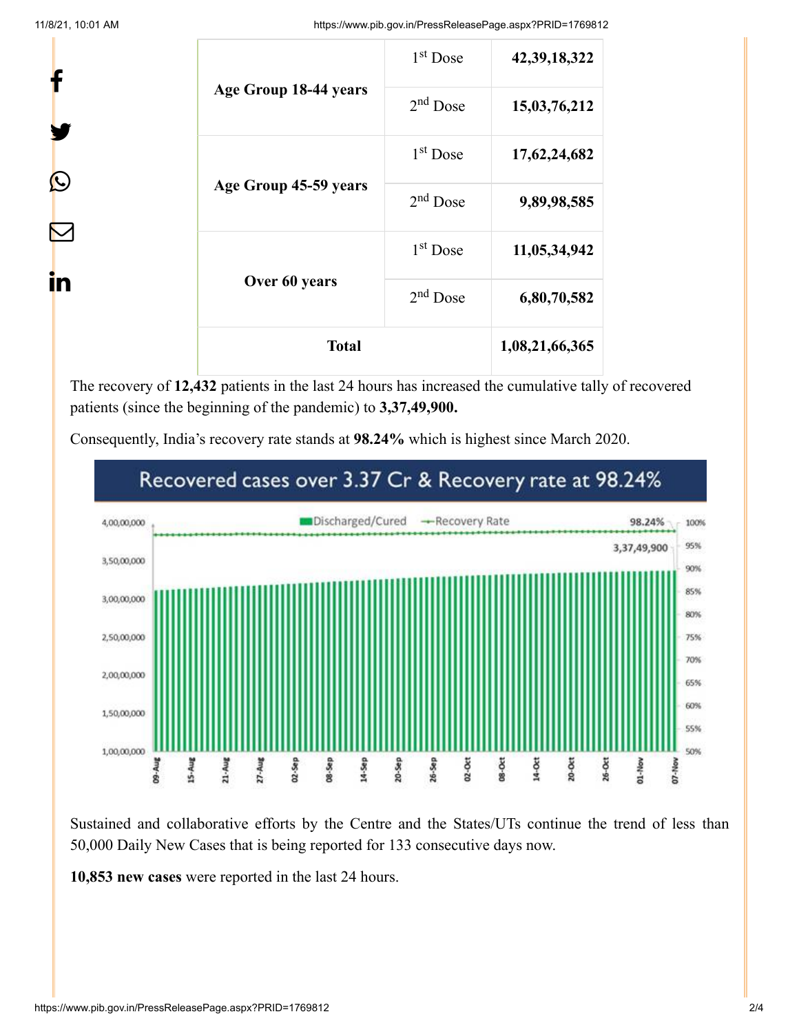| Age Group 18-44 years | 1st Dose | **42,39,18,322** |
|---|---|---|
| | 2nd Dose | **15,03,76,212** |
| Age Group 45-59 years | 1st Dose | **17,62,24,682** |
| | 2nd Dose | **9,89,98,585** |
| Over 60 years | 1st Dose | **11,05,34,942** |
| | 2nd Dose | **6,80,70,582** |
| **Total** | | **1,08,21,66,365** |

The recovery of **12,432** patients in the last 24 hours has increased the cumulative tally of recovered patients (since the beginning of the pandemic) to **3,37,49,900.**

Consequently, India's recovery rate stands at **98.24%** which is highest since March 2020.

Sustained and collaborative efforts by the Centre and the States/UTs continue the trend of less than 50,000 Daily New Cases that is being reported for 133 consecutive days now.

**10,853 new cases** were reported in the last 24 hours.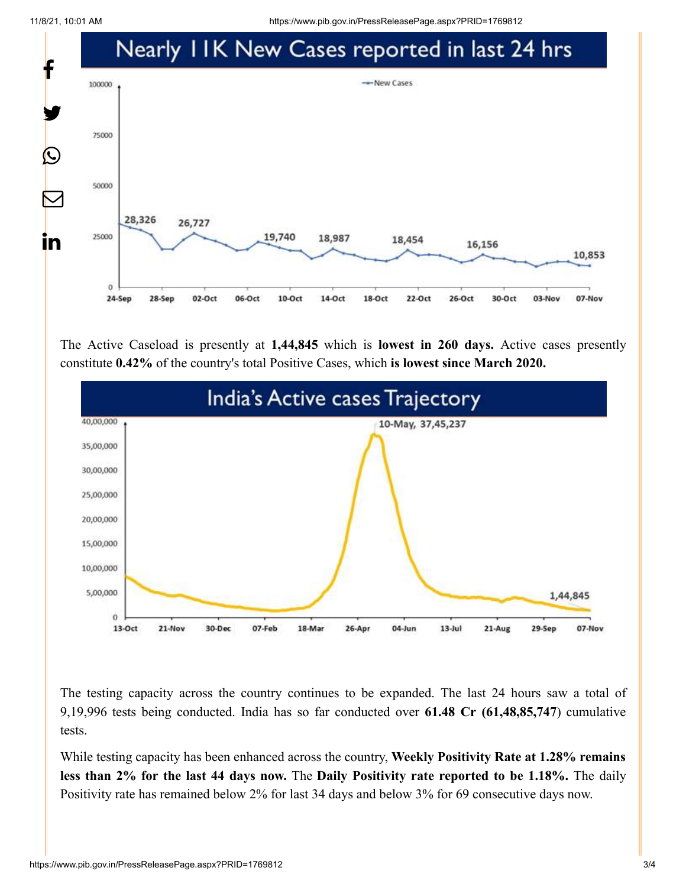## Nearly 11K New Cases reported in last 24 hrs

The Active Caseload is presently at **1,44,845** which is **lowest in 260 days.** Active cases presently constitute **0.42%** of the country's total Positive Cases, which **is lowest since March 2020.**

## India's Active cases Trajectory

The testing capacity across the country continues to be expanded. The last 24 hours saw a total of 9,19,996 tests being conducted. India has so far conducted over **61.48 Cr (61,48,85,747**) cumulative tests.

While testing capacity has been enhanced across the country, **Weekly Positivity Rate at 1.28% remains less than 2% for the last 44 days now.** The **Daily Positivity rate reported to be 1.18%.** The daily Positivity rate has remained below 2% for last 34 days and below 3% for 69 consecutive days now.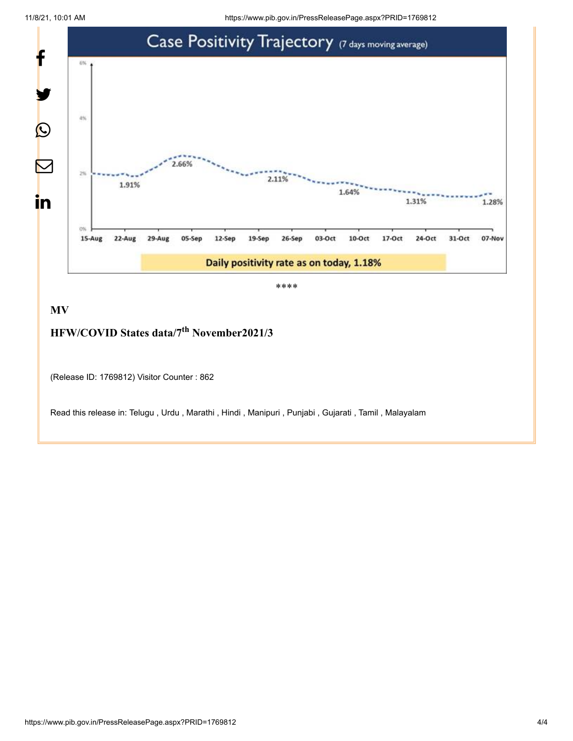Case Positivity Trajectory (7 days moving average)

6%
4%
2%
0%

1.91%
2.66%
2.11%
1.64%
1.31%
1.28%

15-Aug 22-Aug 29-Aug 05-Sep 12-Sep 19-Sep 26-Sep 03-Oct 10-Oct 17-Oct 24-Oct 31-Oct 07-Nov

Daily positivity rate as on today, 1.18%

****

**MV**

**HFW/COVID States data/7th November2021/3**

(Release ID: 1769812) Visitor Counter : 862

Read this release in: Telugu , Urdu , Marathi , Hindi , Manipuri , Punjabi , Gujarati , Tamil , Malayalam